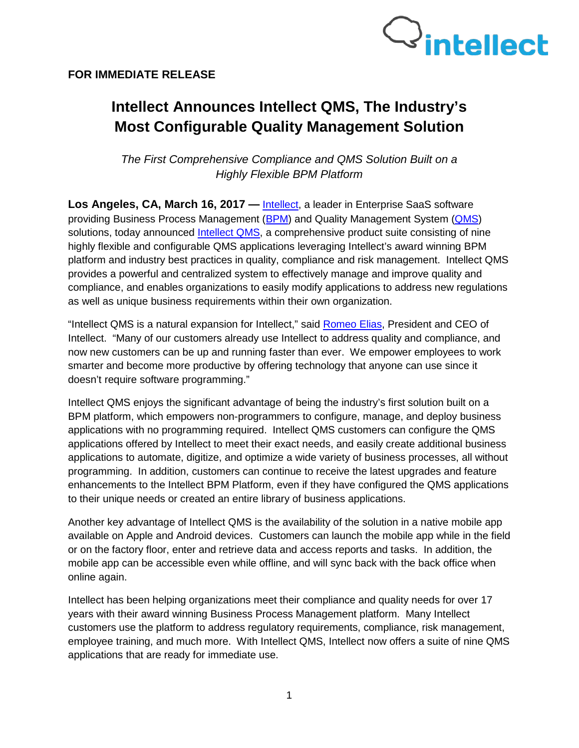**FOR IMMEDIATE RELEASE**

# Intellect Announces Intellect QMS, The Industry's Most Configurable Quality Management Solution

*The First Comprehensive Compliance and QMS Solution Built on a Highly Flexible BPM Platform*

**Los Angeles, CA, March 16, 2017 —** Intellect, a leader in Enterprise SaaS software providing Business Process Management (BPM) and Quality Management System (QMS) solutions, today announced Intellect QMS, a comprehensive product suite consisting of nine highly flexible and configurable QMS applications leveraging Intellect's award winning BPM platform and industry best practices in quality, compliance and risk management. Intellect QMS provides a powerful and centralized system to effectively manage and improve quality and compliance, and enables organizations to easily modify applications to address new regulations as well as unique business requirements within their own organization.

"Intellect QMS is a natural expansion for Intellect," said Romeo Elias, President and CEO of Intellect. "Many of our customers already use Intellect to address quality and compliance, and now new customers can be up and running faster than ever. We empower employees to work smarter and become more productive by offering technology that anyone can use since it doesn't require software programming."

Intellect QMS enjoys the significant advantage of being the industry's first solution built on a BPM platform, which empowers non-programmers to configure, manage, and deploy business applications with no programming required. Intellect QMS customers can configure the QMS applications offered by Intellect to meet their exact needs, and easily create additional business applications to automate, digitize, and optimize a wide variety of business processes, all without programming. In addition, customers can continue to receive the latest upgrades and feature enhancements to the Intellect BPM Platform, even if they have configured the QMS applications to their unique needs or created an entire library of business applications.

Another key advantage of Intellect QMS is the availability of the solution in a native mobile app available on Apple and Android devices. Customers can launch the mobile app while in the field or on the factory floor, enter and retrieve data and access reports and tasks. In addition, the mobile app can be accessible even while offline, and will sync back with the back office when online again.

Intellect has been helping organizations meet their compliance and quality needs for over 17 years with their award winning Business Process Management platform. Many Intellect customers use the platform to address regulatory requirements, compliance, risk management, employee training, and much more. With Intellect QMS, Intellect now offers a suite of nine QMS applications that are ready for immediate use.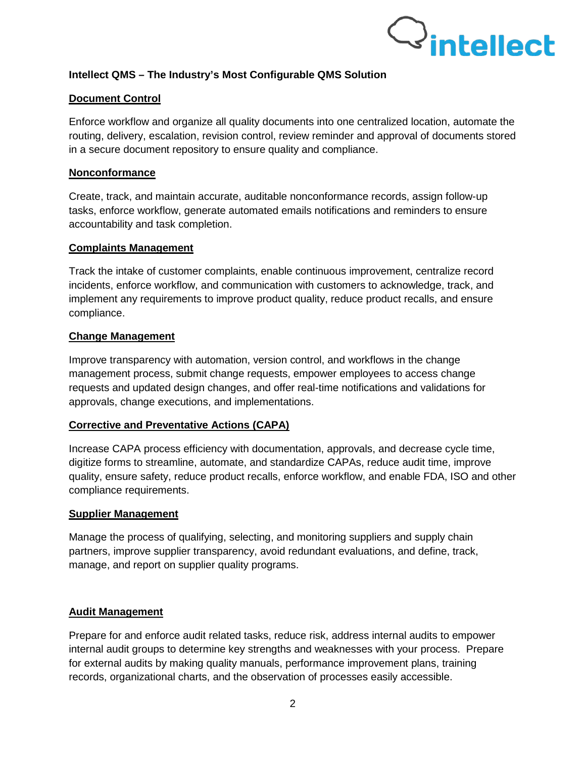**Intellect QMS – The Industry's Most Configurable QMS Solution**

## Document Control

Enforce workflow and organize all quality documents into one centralized location, automate the routing, delivery, escalation, revision control, review reminder and approval of documents stored in a secure document repository to ensure quality and compliance.

## Nonconformance

Create, track, and maintain accurate, auditable nonconformance records, assign follow-up tasks, enforce workflow, generate automated emails notifications and reminders to ensure accountability and task completion.

## Complaints Management

Track the intake of customer complaints, enable continuous improvement, centralize record incidents, enforce workflow, and communication with customers to acknowledge, track, and implement any requirements to improve product quality, reduce product recalls, and ensure compliance.

## Change Management

Improve transparency with automation, version control, and workflows in the change management process, submit change requests, empower employees to access change requests and updated design changes, and offer real-time notifications and validations for approvals, change executions, and implementations.

## Corrective and Preventative Actions (CAPA)

Increase CAPA process efficiency with documentation, approvals, and decrease cycle time, digitize forms to streamline, automate, and standardize CAPAs, reduce audit time, improve quality, ensure safety, reduce product recalls, enforce workflow, and enable FDA, ISO and other compliance requirements.

## Supplier Management

Manage the process of qualifying, selecting, and monitoring suppliers and supply chain partners, improve supplier transparency, avoid redundant evaluations, and define, track, manage, and report on supplier quality programs.

## Audit Management

Prepare for and enforce audit related tasks, reduce risk, address internal audits to empower internal audit groups to determine key strengths and weaknesses with your process. Prepare for external audits by making quality manuals, performance improvement plans, training records, organizational charts, and the observation of processes easily accessible.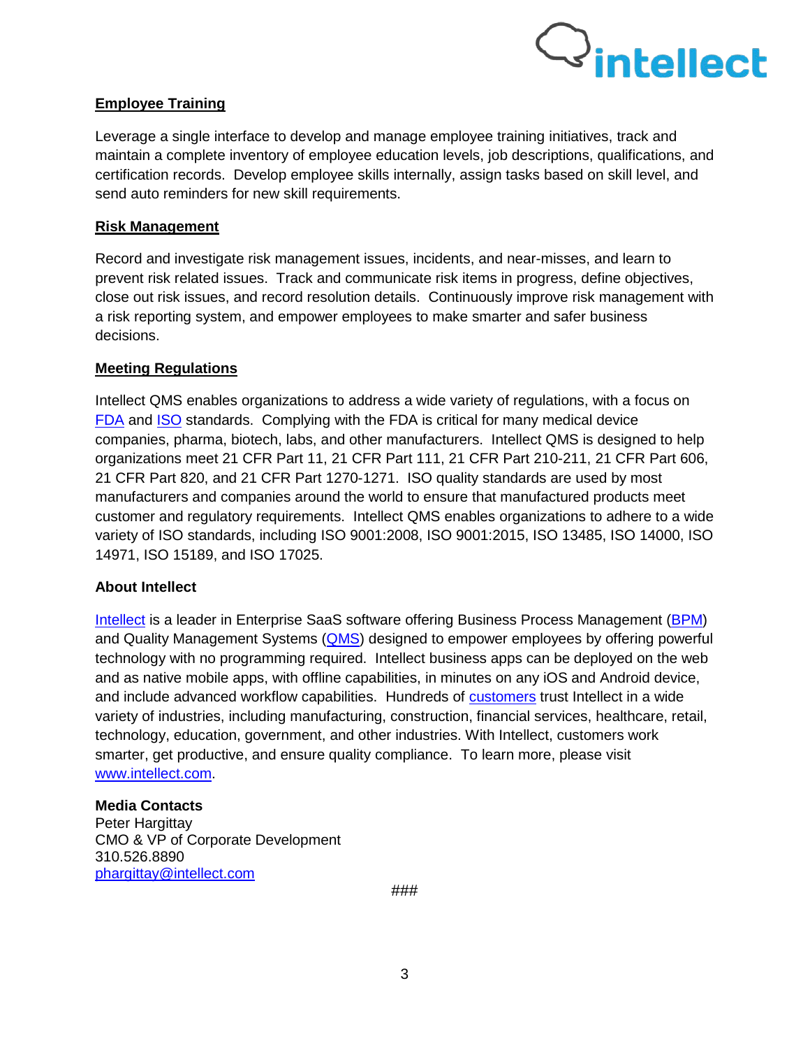## Employee Training

Leverage a single interface to develop and manage employee training initiatives, track and maintain a complete inventory of employee education levels, job descriptions, qualifications, and certification records. Develop employee skills internally, assign tasks based on skill level, and send auto reminders for new skill requirements.

## Risk Management

Record and investigate risk management issues, incidents, and near-misses, and learn to prevent risk related issues. Track and communicate risk items in progress, define objectives, close out risk issues, and record resolution details. Continuously improve risk management with a risk reporting system, and empower employees to make smarter and safer business decisions.

## Meeting Regulations

Intellect QMS enables organizations to address a wide variety of regulations, with a focus on FDA and ISO standards. Complying with the FDA is critical for many medical device companies, pharma, biotech, labs, and other manufacturers. Intellect QMS is designed to help organizations meet 21 CFR Part 11, 21 CFR Part 111, 21 CFR Part 210-211, 21 CFR Part 606, 21 CFR Part 820, and 21 CFR Part 1270-1271. ISO quality standards are used by most manufacturers and companies around the world to ensure that manufactured products meet customer and regulatory requirements. Intellect QMS enables organizations to adhere to a wide variety of ISO standards, including ISO 9001:2008, ISO 9001:2015, ISO 13485, ISO 14000, ISO 14971, ISO 15189, and ISO 17025.

**About Intellect**

Intellect is a leader in Enterprise SaaS software offering Business Process Management (BPM) and Quality Management Systems (QMS) designed to empower employees by offering powerful technology with no programming required. Intellect business apps can be deployed on the web and as native mobile apps, with offline capabilities, in minutes on any iOS and Android device, and include advanced workflow capabilities. Hundreds of customers trust Intellect in a wide variety of industries, including manufacturing, construction, financial services, healthcare, retail, technology, education, government, and other industries. With Intellect, customers work smarter, get productive, and ensure quality compliance. To learn more, please visit www.intellect.com.

**Media Contacts**
Peter Hargittay
CMO & VP of Corporate Development
310.526.8890
phargittay@intellect.com

###